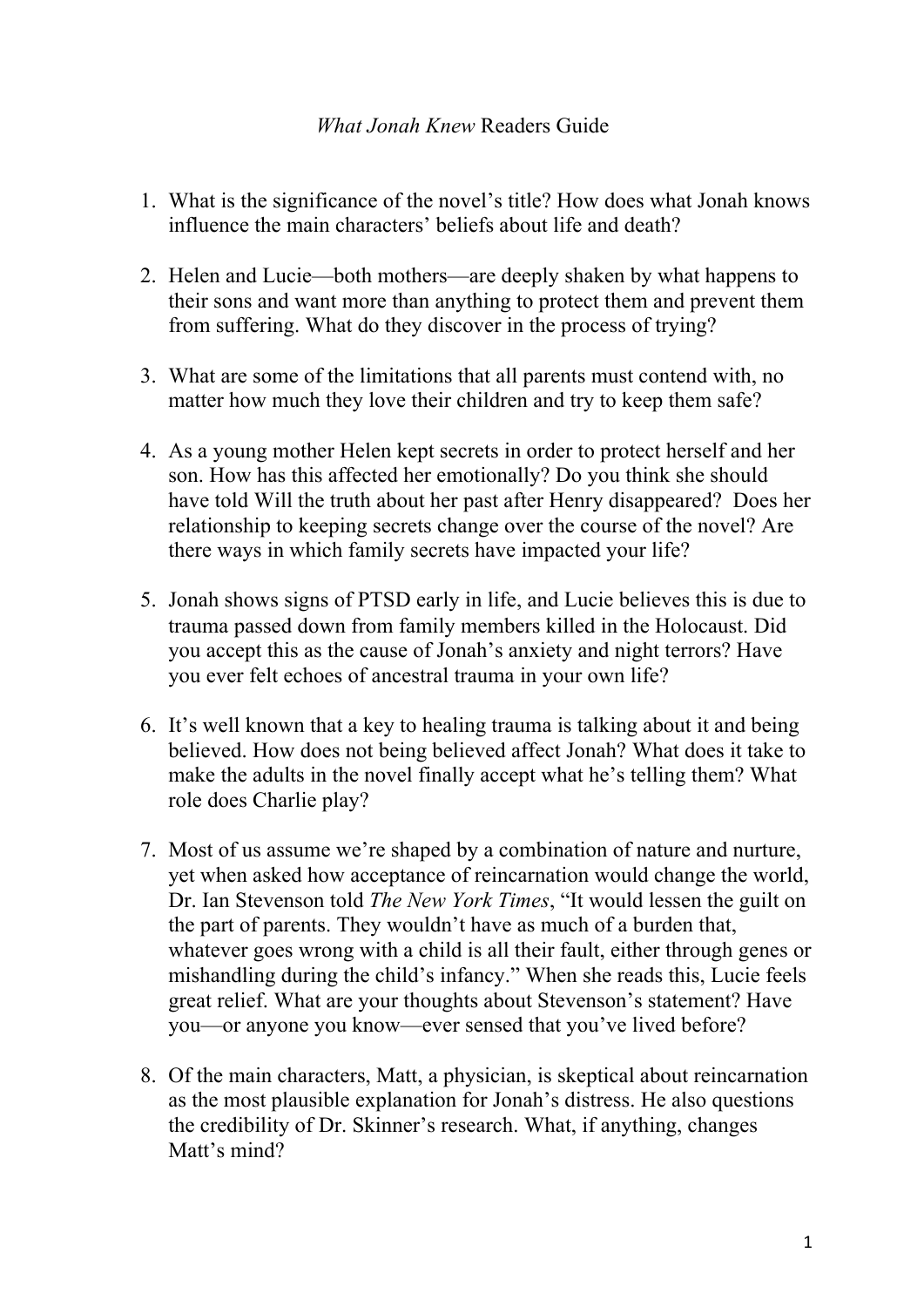# *What Jonah Knew* Readers Guide

1. What is the significance of the novel's title? How does what Jonah knows influence the main characters' beliefs about life and death?

2. Helen and Lucie—both mothers—are deeply shaken by what happens to their sons and want more than anything to protect them and prevent them from suffering. What do they discover in the process of trying?

3. What are some of the limitations that all parents must contend with, no matter how much they love their children and try to keep them safe?

4. As a young mother Helen kept secrets in order to protect herself and her son. How has this affected her emotionally? Do you think she should have told Will the truth about her past after Henry disappeared? Does her relationship to keeping secrets change over the course of the novel? Are there ways in which family secrets have impacted your life?

5. Jonah shows signs of PTSD early in life, and Lucie believes this is due to trauma passed down from family members killed in the Holocaust. Did you accept this as the cause of Jonah's anxiety and night terrors? Have you ever felt echoes of ancestral trauma in your own life?

6. It's well known that a key to healing trauma is talking about it and being believed. How does not being believed affect Jonah? What does it take to make the adults in the novel finally accept what he's telling them? What role does Charlie play?

7. Most of us assume we're shaped by a combination of nature and nurture, yet when asked how acceptance of reincarnation would change the world, Dr. Ian Stevenson told *The New York Times*, "It would lessen the guilt on the part of parents. They wouldn't have as much of a burden that, whatever goes wrong with a child is all their fault, either through genes or mishandling during the child's infancy." When she reads this, Lucie feels great relief. What are your thoughts about Stevenson's statement? Have you—or anyone you know—ever sensed that you've lived before?

8. Of the main characters, Matt, a physician, is skeptical about reincarnation as the most plausible explanation for Jonah's distress. He also questions the credibility of Dr. Skinner's research. What, if anything, changes Matt's mind?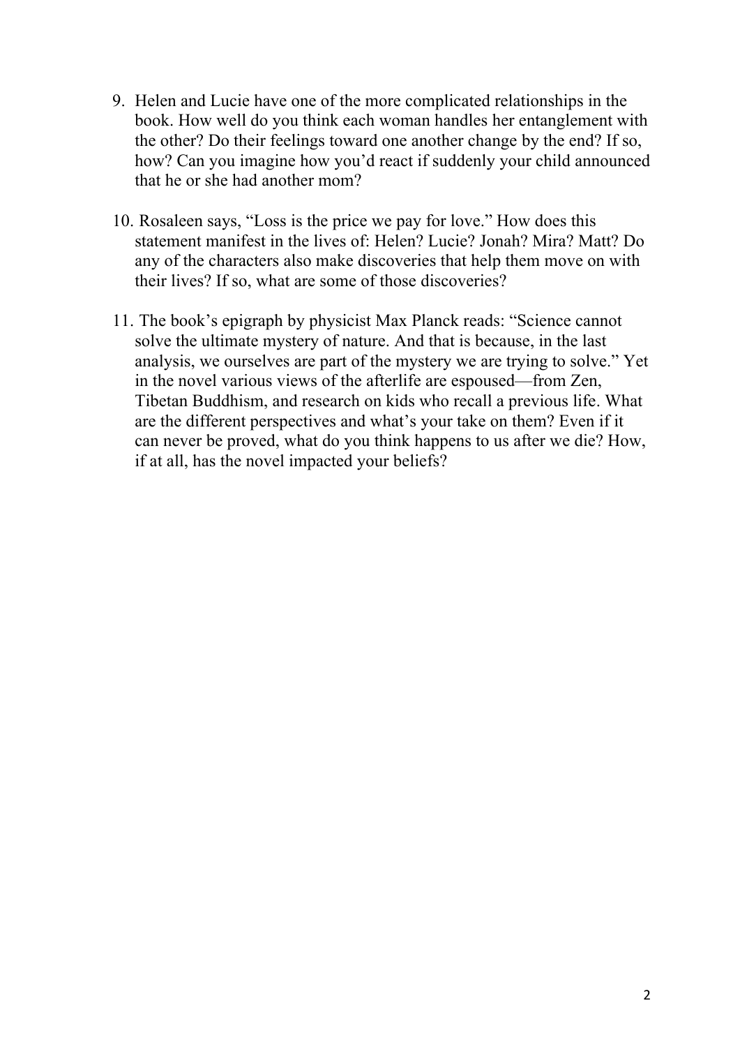9. Helen and Lucie have one of the more complicated relationships in the book. How well do you think each woman handles her entanglement with the other? Do their feelings toward one another change by the end? If so, how? Can you imagine how you'd react if suddenly your child announced that he or she had another mom?

10. Rosaleen says, "Loss is the price we pay for love." How does this statement manifest in the lives of: Helen? Lucie? Jonah? Mira? Matt? Do any of the characters also make discoveries that help them move on with their lives? If so, what are some of those discoveries?

11. The book's epigraph by physicist Max Planck reads: "Science cannot solve the ultimate mystery of nature. And that is because, in the last analysis, we ourselves are part of the mystery we are trying to solve." Yet in the novel various views of the afterlife are espoused—from Zen, Tibetan Buddhism, and research on kids who recall a previous life. What are the different perspectives and what's your take on them? Even if it can never be proved, what do you think happens to us after we die? How, if at all, has the novel impacted your beliefs?